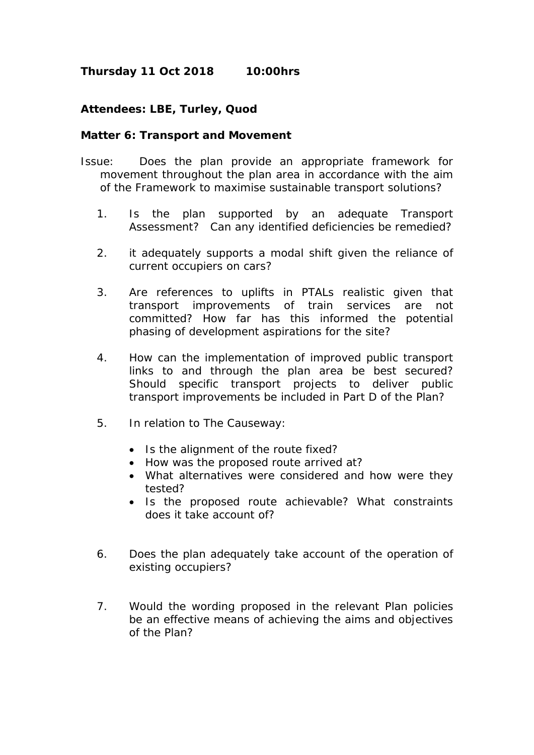**Thursday 11 Oct 2018 10:00hrs**

**Attendees: LBE, Turley, Quod**

**Matter 6: Transport and Movement**

Issue: Does the plan provide an appropriate framework for movement throughout the plan area in accordance with the aim of the Framework to maximise sustainable transport solutions?

1. Is the plan supported by an adequate Transport Assessment? Can any identified deficiencies be remedied?

2. it adequately supports a modal shift given the reliance of current occupiers on cars?

3. Are references to uplifts in PTALs realistic given that transport improvements of train services are not committed? How far has this informed the potential phasing of development aspirations for the site?

4. How can the implementation of improved public transport links to and through the plan area be best secured? Should specific transport projects to deliver public transport improvements be included in Part D of the Plan?

5. In relation to The Causeway:

   - Is the alignment of the route fixed?
   - How was the proposed route arrived at?
   - What alternatives were considered and how were they tested?
   - Is the proposed route achievable? What constraints does it take account of?

6. Does the plan adequately take account of the operation of existing occupiers?

7. Would the wording proposed in the relevant Plan policies be an effective means of achieving the aims and objectives of the Plan?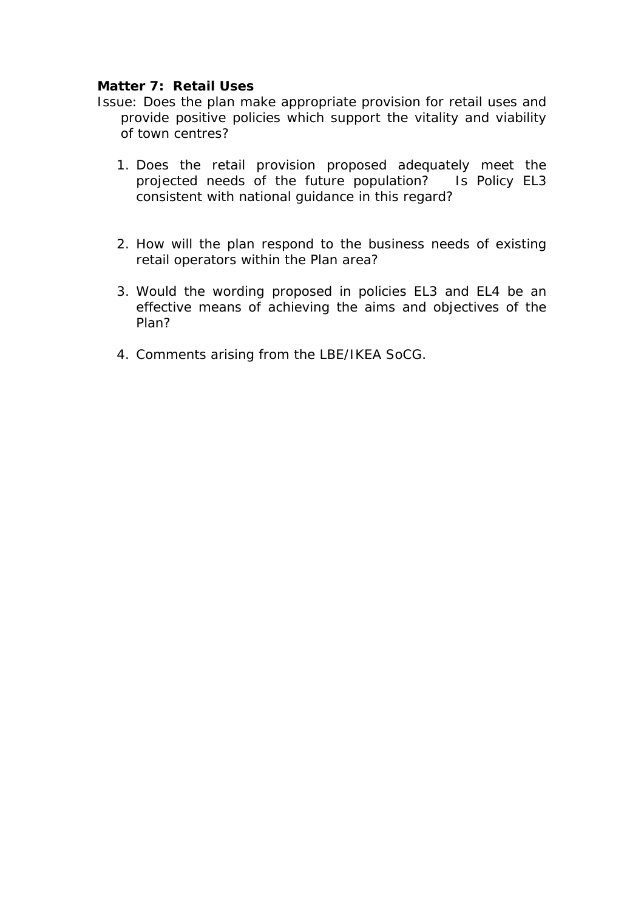**Matter 7: Retail Uses**

Issue: Does the plan make appropriate provision for retail uses and provide positive policies which support the vitality and viability of town centres?

1. Does the retail provision proposed adequately meet the projected needs of the future population? Is Policy EL3 consistent with national guidance in this regard?

2. How will the plan respond to the business needs of existing retail operators within the Plan area?

3. Would the wording proposed in policies EL3 and EL4 be an effective means of achieving the aims and objectives of the Plan?

4. Comments arising from the LBE/IKEA SoCG.